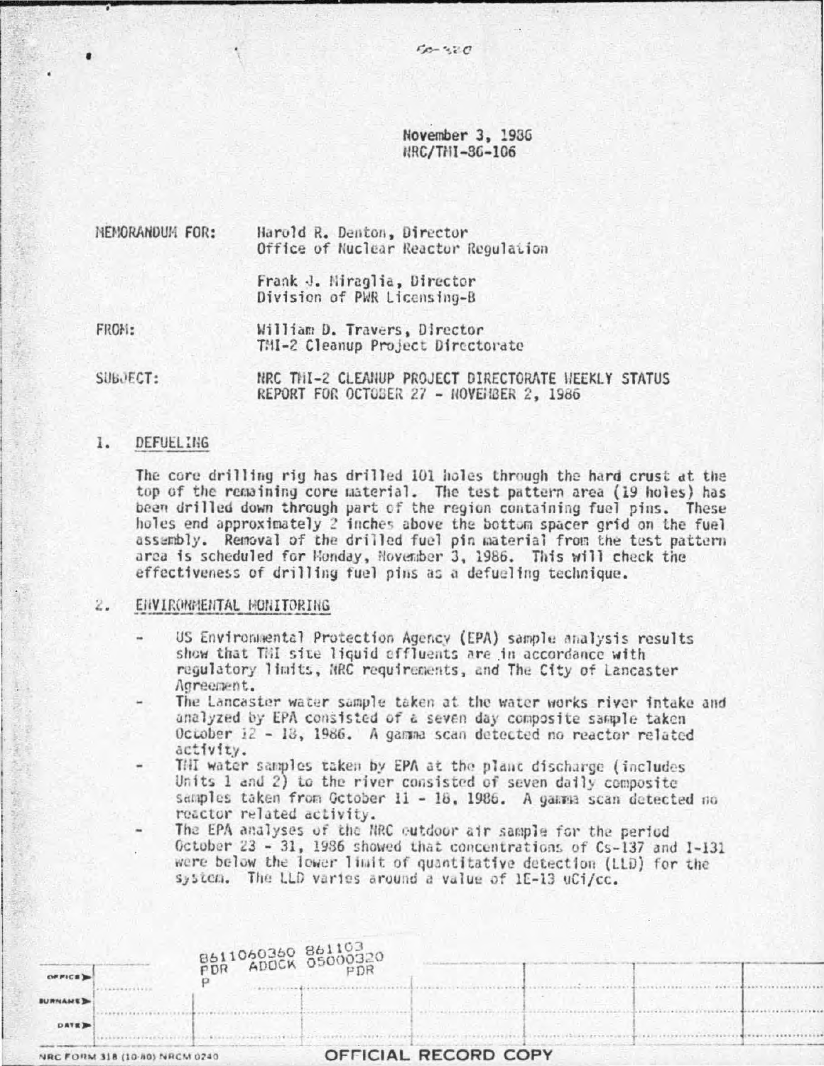50-320

November 3, 1986
NRC/TMI-86-106

MEMORANDUM FOR: Harold R. Denton, Director
Office of Nuclear Reactor Regulation

Frank J. Miraglia, Director
Division of PWR Licensing-B

FROM: William D. Travers, Director
TMI-2 Cleanup Project Directorate

SUBJECT: NRC TMI-2 CLEANUP PROJECT DIRECTORATE WEEKLY STATUS REPORT FOR OCTOBER 27 - NOVEMBER 2, 1986

## 1. DEFUELING

The core drilling rig has drilled 101 holes through the hard crust at the top of the remaining core material. The test pattern area (19 holes) has been drilled down through part of the region containing fuel pins. These holes end approximately 2 inches above the bottom spacer grid on the fuel assembly. Removal of the drilled fuel pin material from the test pattern area is scheduled for Monday, November 3, 1986. This will check the effectiveness of drilling fuel pins as a defueling technique.

## 2. ENVIRONMENTAL MONITORING

- US Environmental Protection Agency (EPA) sample analysis results show that TMI site liquid effluents are in accordance with regulatory limits, NRC requirements, and The City of Lancaster Agreement.
- The Lancaster water sample taken at the water works river intake and analyzed by EPA consisted of a seven day composite sample taken October 12 - 18, 1986. A gamma scan detected no reactor related activity.
- TMI water samples taken by EPA at the plant discharge (includes Units 1 and 2) to the river consisted of seven daily composite samples taken from October 11 - 18, 1986. A gamma scan detected no reactor related activity.
- The EPA analyses of the NRC outdoor air sample for the period October 23 - 31, 1986 showed that concentrations of Cs-137 and I-131 were below the lower limit of quantitative detection (LLD) for the system. The LLD varies around a value of 1E-13 uCi/cc.

8611060360 861103
PDR ADOCK 05000320
P PDR

OFFICIAL RECORD COPY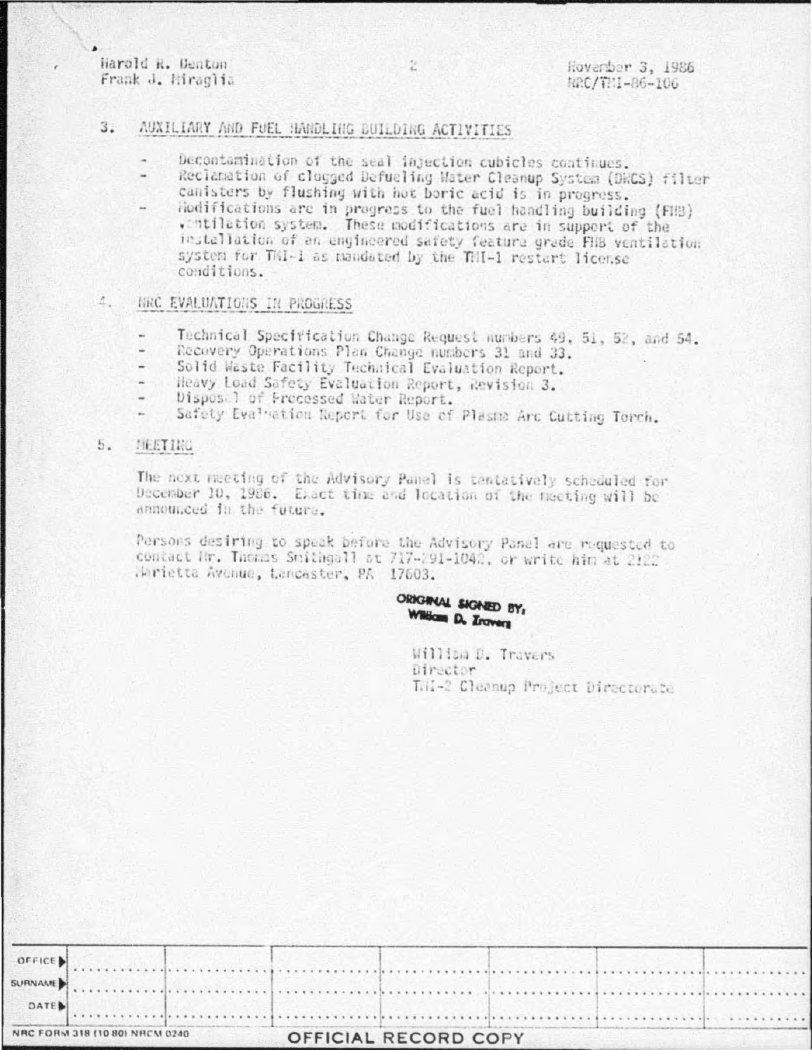Harold R. Denton
Frank J. Miraglia

November 3, 1986
NRC/TMI-86-100

## 3. AUXILIARY AND FUEL HANDLING BUILDING ACTIVITIES

- Decontamination of the seal injection cubicles continues.
- Reclamation of clogged Defueling Water Cleanup System (DWCS) filter canisters by flushing with hot boric acid is in progress.
- Modifications are in progress to the fuel handling building (FHB) ventilation system. These modifications are in support of the installation of an engineered safety feature grade FHB ventilation system for TMI-1 as mandated by the TMI-1 restart license conditions.

## 4. NRC EVALUATIONS IN PROGRESS

- Technical Specification Change Request numbers 49, 51, 52, and 54.
- Recovery Operations Plan Change numbers 31 and 33.
- Solid Waste Facility Technical Evaluation Report.
- Heavy Load Safety Evaluation Report, Revision 3.
- Disposal of Processed Water Report.
- Safety Evaluation Report for Use of Plasma Arc Cutting Torch.

## 5. MEETING

The next meeting of the Advisory Panel is tentatively scheduled for December 10, 1986. Exact time and location of the meeting will be announced in the future.

Persons desiring to speak before the Advisory Panel are requested to contact Mr. Thomas Smithgall at 717-291-1042, or write him at 2122 Marietta Avenue, Lancaster, PA 17603.

ORIGINAL SIGNED BY,
William D. Travers

William D. Travers
Director
TMI-2 Cleanup Project Directorate

| OFFICE | | | | | | |
|---|---|---|---|---|---|---|
| SURNAME | | | | | | |
| DATE | | | | | | |

NRC FORM 318 (10 80) NRCM 0240

OFFICIAL RECORD COPY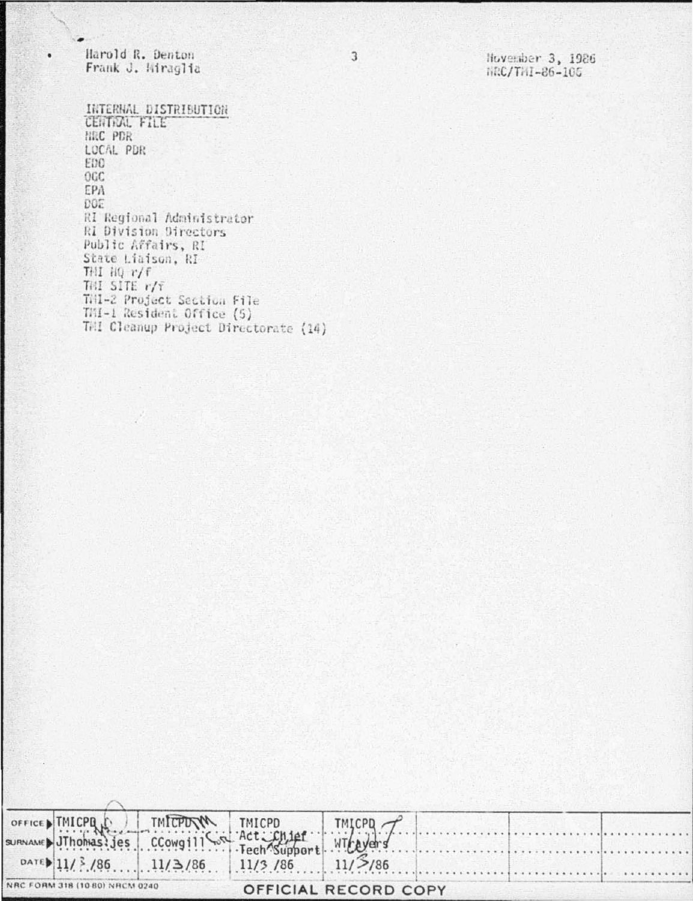Harold R. Denton
Frank J. Miraglia

November 3, 1986
NRC/TMI-86-105

INTERNAL DISTRIBUTION
CENTRAL FILE
NRC PDR
LOCAL PDR
EDO
OGC
EPA
DOE
RI Regional Administrator
RI Division Directors
Public Affairs, RI
State Liaison, RI
TMI HQ r/f
TMI SITE r/f
TMI-2 Project Section File
TMI-1 Resident Office (5)
TMI Cleanup Project Directorate (14)

| | | | | | | | |
|---|---|---|---|---|---|---|---|
| OFFICE | TMICPD | TMICPD | TMICPD Act. Chief Tech Support | TMICPD | | | |
| SURNAME | JThomas:jes | CCowgill | | WTravers | | | |
| DATE | 11/3/86 | 11/3/86 | 11/3/86 | 11/3/86 | | | |

NRC FORM 318 (10 80) NRCM 0240

OFFICIAL RECORD COPY